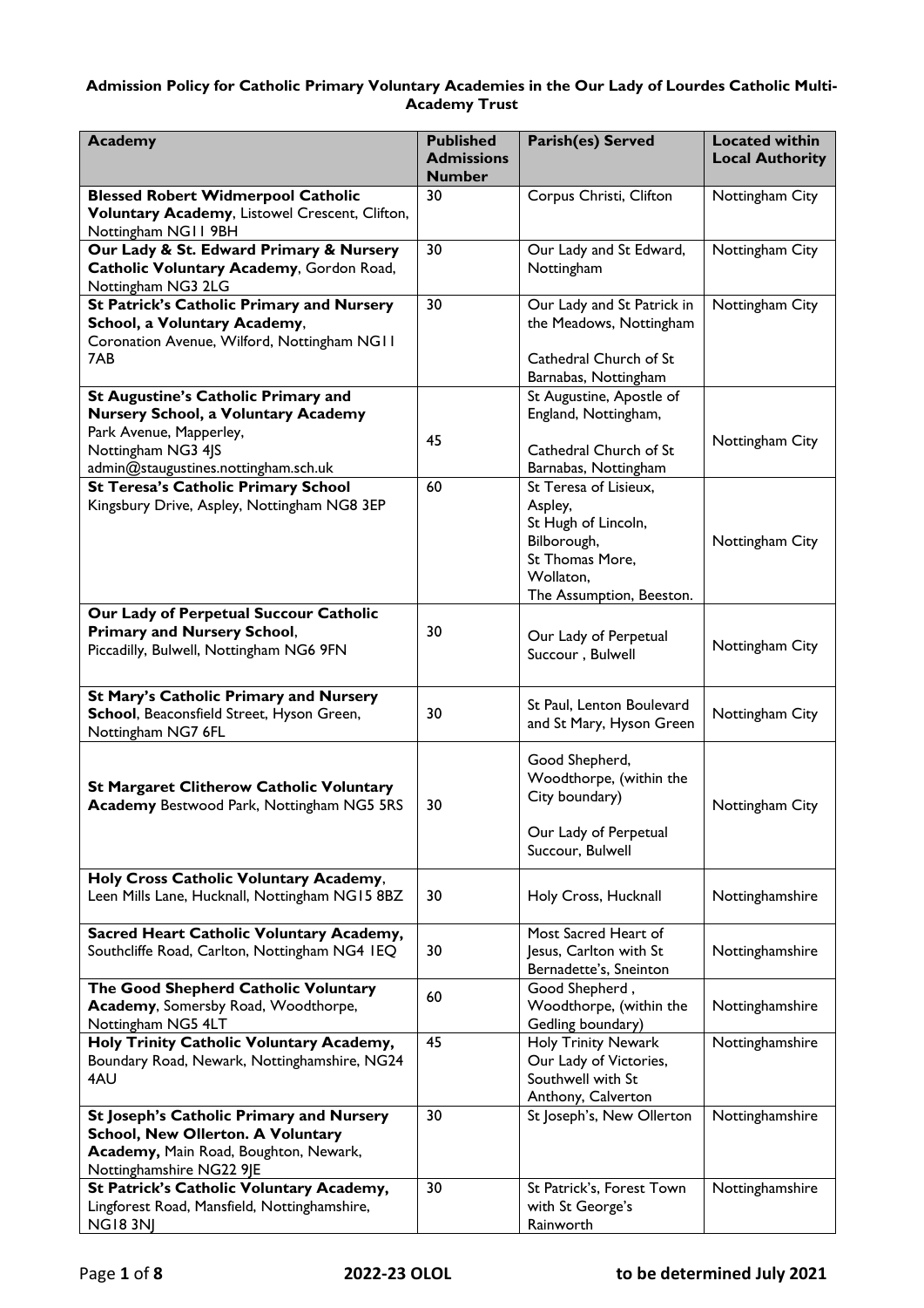**Admission Policy for Catholic Primary Voluntary Academies in the Our Lady of Lourdes Catholic Multi-Academy Trust**

| Academy | Published Admissions Number | Parish(es) Served | Located within Local Authority |
|---|---|---|---|
| **Blessed Robert Widmerpool Catholic Voluntary Academy**, Listowel Crescent, Clifton, Nottingham NG11 9BH | 30 | Corpus Christi, Clifton | Nottingham City |
| **Our Lady & St. Edward Primary & Nursery Catholic Voluntary Academy**, Gordon Road, Nottingham NG3 2LG | 30 | Our Lady and St Edward, Nottingham | Nottingham City |
| **St Patrick's Catholic Primary and Nursery School, a Voluntary Academy**, Coronation Avenue, Wilford, Nottingham NG11 7AB | 30 | Our Lady and St Patrick in the Meadows, Nottingham<br><br>Cathedral Church of St Barnabas, Nottingham | Nottingham City |
| **St Augustine's Catholic Primary and Nursery School, a Voluntary Academy** Park Avenue, Mapperley, Nottingham NG3 4JS admin@staugustines.nottingham.sch.uk | 45 | St Augustine, Apostle of England, Nottingham,<br><br>Cathedral Church of St Barnabas, Nottingham | Nottingham City |
| **St Teresa's Catholic Primary School** Kingsbury Drive, Aspley, Nottingham NG8 3EP | 60 | St Teresa of Lisieux, Aspley,<br>St Hugh of Lincoln, Bilborough,<br>St Thomas More, Wollaton,<br>The Assumption, Beeston. | Nottingham City |
| **Our Lady of Perpetual Succour Catholic Primary and Nursery School**, Piccadilly, Bulwell, Nottingham NG6 9FN | 30 | Our Lady of Perpetual Succour , Bulwell | Nottingham City |
| **St Mary's Catholic Primary and Nursery School**, Beaconsfield Street, Hyson Green, Nottingham NG7 6FL | 30 | St Paul, Lenton Boulevard and St Mary, Hyson Green | Nottingham City |
| **St Margaret Clitherow Catholic Voluntary Academy** Bestwood Park, Nottingham NG5 5RS | 30 | Good Shepherd, Woodthorpe, (within the City boundary)<br><br>Our Lady of Perpetual Succour, Bulwell | Nottingham City |
| **Holy Cross Catholic Voluntary Academy**, Leen Mills Lane, Hucknall, Nottingham NG15 8BZ | 30 | Holy Cross, Hucknall | Nottinghamshire |
| **Sacred Heart Catholic Voluntary Academy,** Southcliffe Road, Carlton, Nottingham NG4 1EQ | 30 | Most Sacred Heart of Jesus, Carlton with St Bernadette's, Sneinton | Nottinghamshire |
| **The Good Shepherd Catholic Voluntary Academy**, Somersby Road, Woodthorpe, Nottingham NG5 4LT | 60 | Good Shepherd , Woodthorpe, (within the Gedling boundary) | Nottinghamshire |
| **Holy Trinity Catholic Voluntary Academy,** Boundary Road, Newark, Nottinghamshire, NG24 4AU | 45 | Holy Trinity Newark<br>Our Lady of Victories, Southwell with St Anthony, Calverton | Nottinghamshire |
| **St Joseph's Catholic Primary and Nursery School, New Ollerton. A Voluntary Academy,** Main Road, Boughton, Newark, Nottinghamshire NG22 9JE | 30 | St Joseph's, New Ollerton | Nottinghamshire |
| **St Patrick's Catholic Voluntary Academy,** Lingforest Road, Mansfield, Nottinghamshire, NG18 3NJ | 30 | St Patrick's, Forest Town with St George's Rainworth | Nottinghamshire |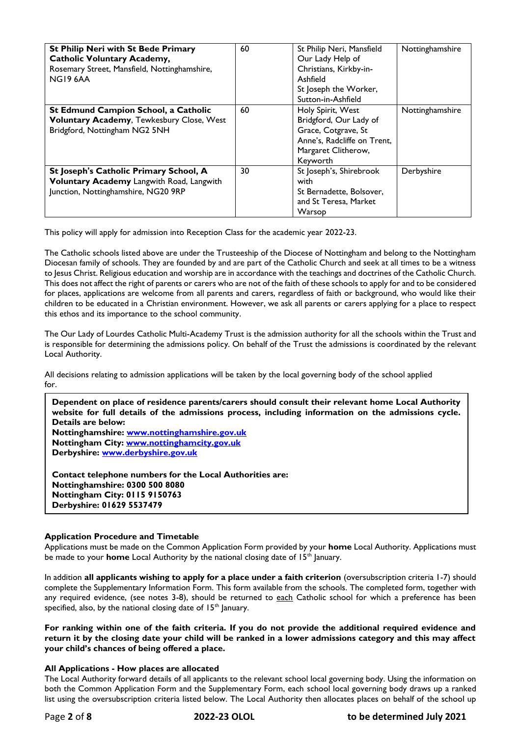| | | | |
|---|---|---|---|
| **St Philip Neri with St Bede Primary Catholic Voluntary Academy,** Rosemary Street, Mansfield, Nottinghamshire, NG19 6AA | 60 | St Philip Neri, Mansfield<br>Our Lady Help of Christians, Kirkby-in-Ashfield<br>St Joseph the Worker, Sutton-in-Ashfield | Nottinghamshire |
| **St Edmund Campion School, a Catholic Voluntary Academy**, Tewkesbury Close, West Bridgford, Nottingham NG2 5NH | 60 | Holy Spirit, West Bridgford, Our Lady of Grace, Cotgrave, St Anne's, Radcliffe on Trent, Margaret Clitherow, Keyworth | Nottinghamshire |
| **St Joseph's Catholic Primary School, A Voluntary Academy** Langwith Road, Langwith Junction, Nottinghamshire, NG20 9RP | 30 | St Joseph's, Shirebrook with<br>St Bernadette, Bolsover, and St Teresa, Market Warsop | Derbyshire |

This policy will apply for admission into Reception Class for the academic year 2022-23.

The Catholic schools listed above are under the Trusteeship of the Diocese of Nottingham and belong to the Nottingham Diocesan family of schools. They are founded by and are part of the Catholic Church and seek at all times to be a witness to Jesus Christ. Religious education and worship are in accordance with the teachings and doctrines of the Catholic Church. This does not affect the right of parents or carers who are not of the faith of these schools to apply for and to be considered for places, applications are welcome from all parents and carers, regardless of faith or background, who would like their children to be educated in a Christian environment. However, we ask all parents or carers applying for a place to respect this ethos and its importance to the school community.

The Our Lady of Lourdes Catholic Multi-Academy Trust is the admission authority for all the schools within the Trust and is responsible for determining the admissions policy. On behalf of the Trust the admissions is coordinated by the relevant Local Authority.

All decisions relating to admission applications will be taken by the local governing body of the school applied for.

**Dependent on place of residence parents/carers should consult their relevant home Local Authority website for full details of the admissions process, including information on the admissions cycle. Details are below:**
**Nottinghamshire: www.nottinghamshire.gov.uk**
**Nottingham City: www.nottinghamcity.gov.uk**
**Derbyshire: www.derbyshire.gov.uk**

**Contact telephone numbers for the Local Authorities are:**
**Nottinghamshire: 0300 500 8080**
**Nottingham City: 0115 9150763**
**Derbyshire: 01629 5537479**

### Application Procedure and Timetable

Applications must be made on the Common Application Form provided by your **home** Local Authority. Applications must be made to your **home** Local Authority by the national closing date of 15th January.

In addition **all applicants wishing to apply for a place under a faith criterion** (oversubscription criteria 1-7) should complete the Supplementary Information Form. This form available from the schools. The completed form, together with any required evidence, (see notes 3-8), should be returned to each Catholic school for which a preference has been specified, also, by the national closing date of 15th January.

**For ranking within one of the faith criteria. If you do not provide the additional required evidence and return it by the closing date your child will be ranked in a lower admissions category and this may affect your child's chances of being offered a place.**

### All Applications - How places are allocated

The Local Authority forward details of all applicants to the relevant school local governing body. Using the information on both the Common Application Form and the Supplementary Form, each school local governing body draws up a ranked list using the oversubscription criteria listed below. The Local Authority then allocates places on behalf of the school up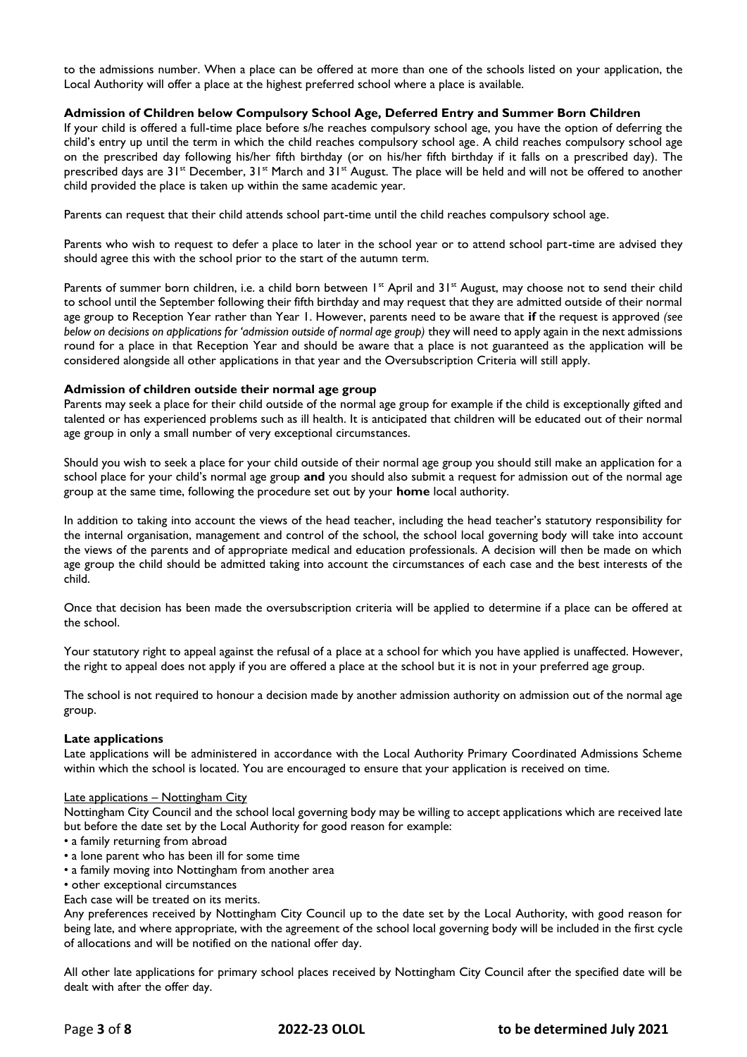to the admissions number. When a place can be offered at more than one of the schools listed on your application, the Local Authority will offer a place at the highest preferred school where a place is available.

**Admission of Children below Compulsory School Age, Deferred Entry and Summer Born Children**

If your child is offered a full-time place before s/he reaches compulsory school age, you have the option of deferring the child's entry up until the term in which the child reaches compulsory school age. A child reaches compulsory school age on the prescribed day following his/her fifth birthday (or on his/her fifth birthday if it falls on a prescribed day). The prescribed days are 31st December, 31st March and 31st August. The place will be held and will not be offered to another child provided the place is taken up within the same academic year.

Parents can request that their child attends school part-time until the child reaches compulsory school age.

Parents who wish to request to defer a place to later in the school year or to attend school part-time are advised they should agree this with the school prior to the start of the autumn term.

Parents of summer born children, i.e. a child born between 1st April and 31st August, may choose not to send their child to school until the September following their fifth birthday and may request that they are admitted outside of their normal age group to Reception Year rather than Year 1. However, parents need to be aware that **if** the request is approved *(see below on decisions on applications for 'admission outside of normal age group)* they will need to apply again in the next admissions round for a place in that Reception Year and should be aware that a place is not guaranteed as the application will be considered alongside all other applications in that year and the Oversubscription Criteria will still apply.

**Admission of children outside their normal age group**

Parents may seek a place for their child outside of the normal age group for example if the child is exceptionally gifted and talented or has experienced problems such as ill health. It is anticipated that children will be educated out of their normal age group in only a small number of very exceptional circumstances.

Should you wish to seek a place for your child outside of their normal age group you should still make an application for a school place for your child's normal age group **and** you should also submit a request for admission out of the normal age group at the same time, following the procedure set out by your **home** local authority.

In addition to taking into account the views of the head teacher, including the head teacher's statutory responsibility for the internal organisation, management and control of the school, the school local governing body will take into account the views of the parents and of appropriate medical and education professionals. A decision will then be made on which age group the child should be admitted taking into account the circumstances of each case and the best interests of the child.

Once that decision has been made the oversubscription criteria will be applied to determine if a place can be offered at the school.

Your statutory right to appeal against the refusal of a place at a school for which you have applied is unaffected. However, the right to appeal does not apply if you are offered a place at the school but it is not in your preferred age group.

The school is not required to honour a decision made by another admission authority on admission out of the normal age group.

**Late applications**

Late applications will be administered in accordance with the Local Authority Primary Coordinated Admissions Scheme within which the school is located. You are encouraged to ensure that your application is received on time.

Late applications – Nottingham City

Nottingham City Council and the school local governing body may be willing to accept applications which are received late but before the date set by the Local Authority for good reason for example:

- a family returning from abroad
- a lone parent who has been ill for some time
- a family moving into Nottingham from another area
- other exceptional circumstances

Each case will be treated on its merits.

Any preferences received by Nottingham City Council up to the date set by the Local Authority, with good reason for being late, and where appropriate, with the agreement of the school local governing body will be included in the first cycle of allocations and will be notified on the national offer day.

All other late applications for primary school places received by Nottingham City Council after the specified date will be dealt with after the offer day.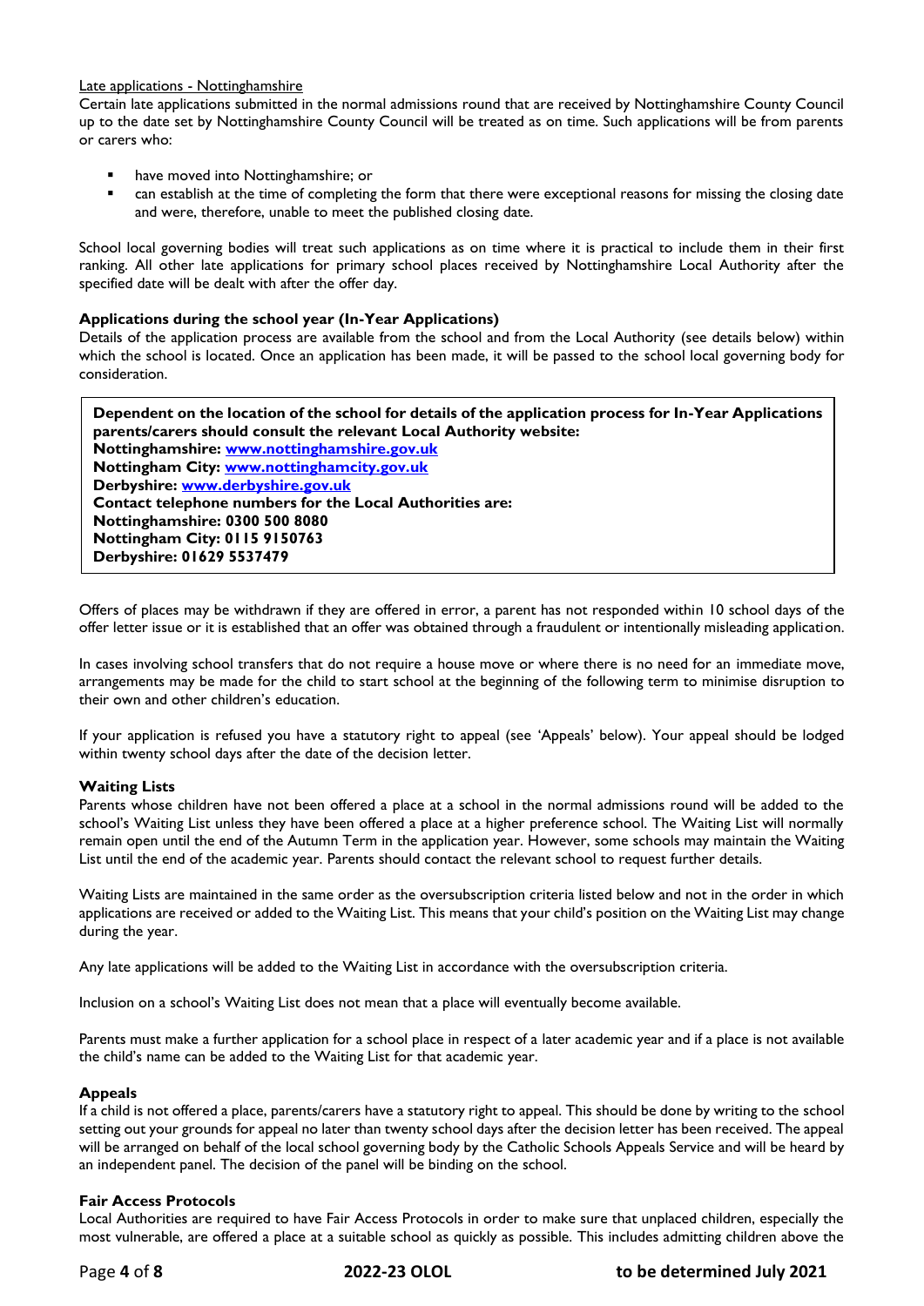Late applications - Nottinghamshire

Certain late applications submitted in the normal admissions round that are received by Nottinghamshire County Council up to the date set by Nottinghamshire County Council will be treated as on time. Such applications will be from parents or carers who:

- have moved into Nottinghamshire; or
- can establish at the time of completing the form that there were exceptional reasons for missing the closing date and were, therefore, unable to meet the published closing date.

School local governing bodies will treat such applications as on time where it is practical to include them in their first ranking. All other late applications for primary school places received by Nottinghamshire Local Authority after the specified date will be dealt with after the offer day.

**Applications during the school year (In-Year Applications)**

Details of the application process are available from the school and from the Local Authority (see details below) within which the school is located. Once an application has been made, it will be passed to the school local governing body for consideration.

**Dependent on the location of the school for details of the application process for In-Year Applications parents/carers should consult the relevant Local Authority website:**
**Nottinghamshire: [www.nottinghamshire.gov.uk](http://www.nottinghamshire.gov.uk)**
**Nottingham City: [www.nottinghamcity.gov.uk](http://www.nottinghamcity.gov.uk)**
**Derbyshire: [www.derbyshire.gov.uk](http://www.derbyshire.gov.uk)**
**Contact telephone numbers for the Local Authorities are:**
**Nottinghamshire: 0300 500 8080**
**Nottingham City: 0115 9150763**
**Derbyshire: 01629 5537479**

Offers of places may be withdrawn if they are offered in error, a parent has not responded within 10 school days of the offer letter issue or it is established that an offer was obtained through a fraudulent or intentionally misleading application.

In cases involving school transfers that do not require a house move or where there is no need for an immediate move, arrangements may be made for the child to start school at the beginning of the following term to minimise disruption to their own and other children's education.

If your application is refused you have a statutory right to appeal (see 'Appeals' below). Your appeal should be lodged within twenty school days after the date of the decision letter.

**Waiting Lists**

Parents whose children have not been offered a place at a school in the normal admissions round will be added to the school's Waiting List unless they have been offered a place at a higher preference school. The Waiting List will normally remain open until the end of the Autumn Term in the application year. However, some schools may maintain the Waiting List until the end of the academic year. Parents should contact the relevant school to request further details.

Waiting Lists are maintained in the same order as the oversubscription criteria listed below and not in the order in which applications are received or added to the Waiting List. This means that your child's position on the Waiting List may change during the year.

Any late applications will be added to the Waiting List in accordance with the oversubscription criteria.

Inclusion on a school's Waiting List does not mean that a place will eventually become available.

Parents must make a further application for a school place in respect of a later academic year and if a place is not available the child's name can be added to the Waiting List for that academic year.

**Appeals**

If a child is not offered a place, parents/carers have a statutory right to appeal. This should be done by writing to the school setting out your grounds for appeal no later than twenty school days after the decision letter has been received. The appeal will be arranged on behalf of the local school governing body by the Catholic Schools Appeals Service and will be heard by an independent panel. The decision of the panel will be binding on the school.

**Fair Access Protocols**

Local Authorities are required to have Fair Access Protocols in order to make sure that unplaced children, especially the most vulnerable, are offered a place at a suitable school as quickly as possible. This includes admitting children above the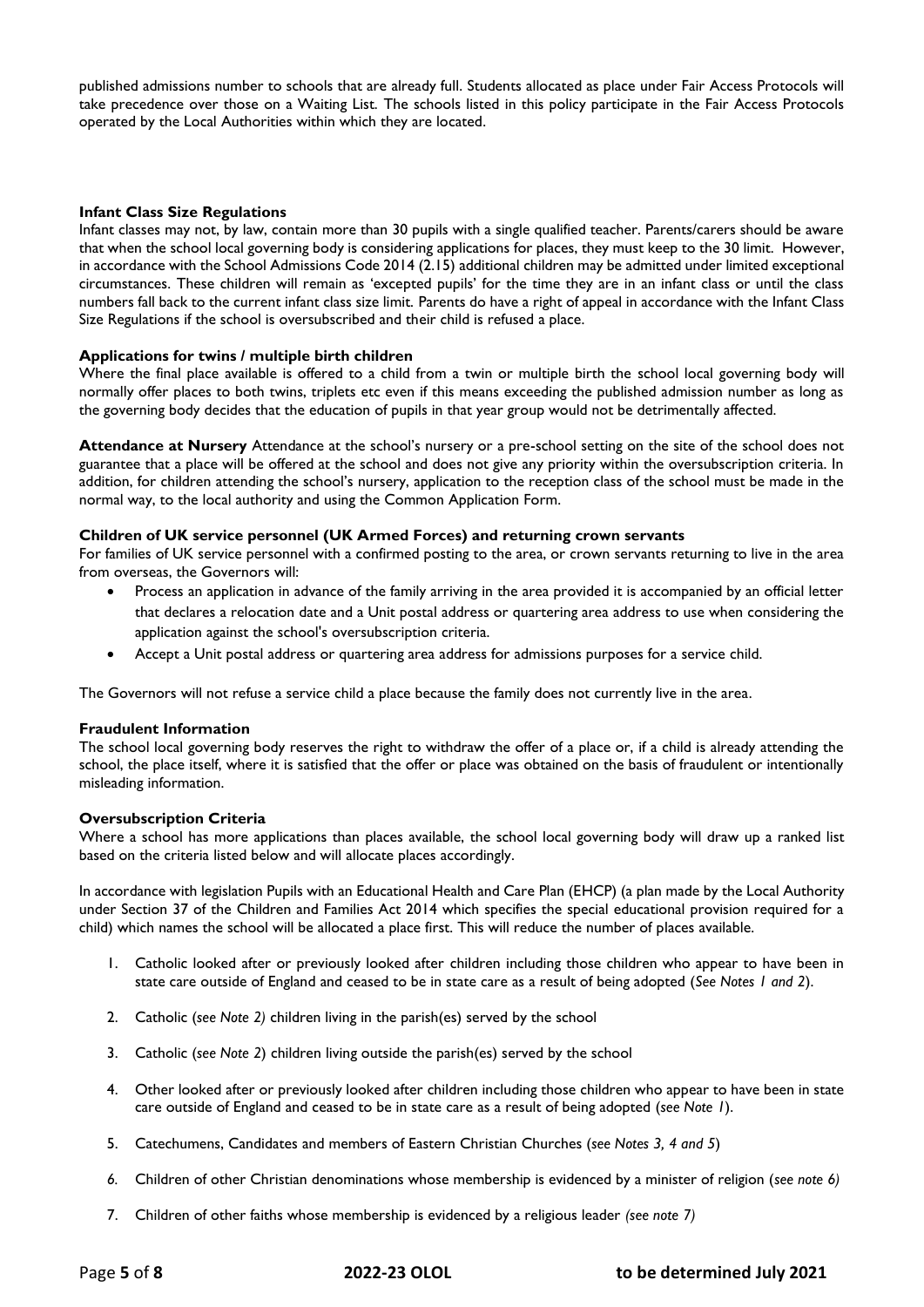published admissions number to schools that are already full. Students allocated as place under Fair Access Protocols will take precedence over those on a Waiting List. The schools listed in this policy participate in the Fair Access Protocols operated by the Local Authorities within which they are located.

**Infant Class Size Regulations**

Infant classes may not, by law, contain more than 30 pupils with a single qualified teacher. Parents/carers should be aware that when the school local governing body is considering applications for places, they must keep to the 30 limit. However, in accordance with the School Admissions Code 2014 (2.15) additional children may be admitted under limited exceptional circumstances. These children will remain as 'excepted pupils' for the time they are in an infant class or until the class numbers fall back to the current infant class size limit. Parents do have a right of appeal in accordance with the Infant Class Size Regulations if the school is oversubscribed and their child is refused a place.

**Applications for twins / multiple birth children**

Where the final place available is offered to a child from a twin or multiple birth the school local governing body will normally offer places to both twins, triplets etc even if this means exceeding the published admission number as long as the governing body decides that the education of pupils in that year group would not be detrimentally affected.

**Attendance at Nursery** Attendance at the school's nursery or a pre-school setting on the site of the school does not guarantee that a place will be offered at the school and does not give any priority within the oversubscription criteria. In addition, for children attending the school's nursery, application to the reception class of the school must be made in the normal way, to the local authority and using the Common Application Form.

**Children of UK service personnel (UK Armed Forces) and returning crown servants**

For families of UK service personnel with a confirmed posting to the area, or crown servants returning to live in the area from overseas, the Governors will:

- Process an application in advance of the family arriving in the area provided it is accompanied by an official letter that declares a relocation date and a Unit postal address or quartering area address to use when considering the application against the school's oversubscription criteria.
- Accept a Unit postal address or quartering area address for admissions purposes for a service child.

The Governors will not refuse a service child a place because the family does not currently live in the area.

**Fraudulent Information**

The school local governing body reserves the right to withdraw the offer of a place or, if a child is already attending the school, the place itself, where it is satisfied that the offer or place was obtained on the basis of fraudulent or intentionally misleading information.

**Oversubscription Criteria**

Where a school has more applications than places available, the school local governing body will draw up a ranked list based on the criteria listed below and will allocate places accordingly.

In accordance with legislation Pupils with an Educational Health and Care Plan (EHCP) (a plan made by the Local Authority under Section 37 of the Children and Families Act 2014 which specifies the special educational provision required for a child) which names the school will be allocated a place first. This will reduce the number of places available.

1. Catholic looked after or previously looked after children including those children who appear to have been in state care outside of England and ceased to be in state care as a result of being adopted (*See Notes 1 and 2*).
2. Catholic (*see Note 2)* children living in the parish(es) served by the school
3. Catholic (*see Note 2*) children living outside the parish(es) served by the school
4. Other looked after or previously looked after children including those children who appear to have been in state care outside of England and ceased to be in state care as a result of being adopted (*see Note 1*).
5. Catechumens, Candidates and members of Eastern Christian Churches (*see Notes 3, 4 and 5*)
6. Children of other Christian denominations whose membership is evidenced by a minister of religion (*see note 6)*
7. Children of other faiths whose membership is evidenced by a religious leader *(see note 7)*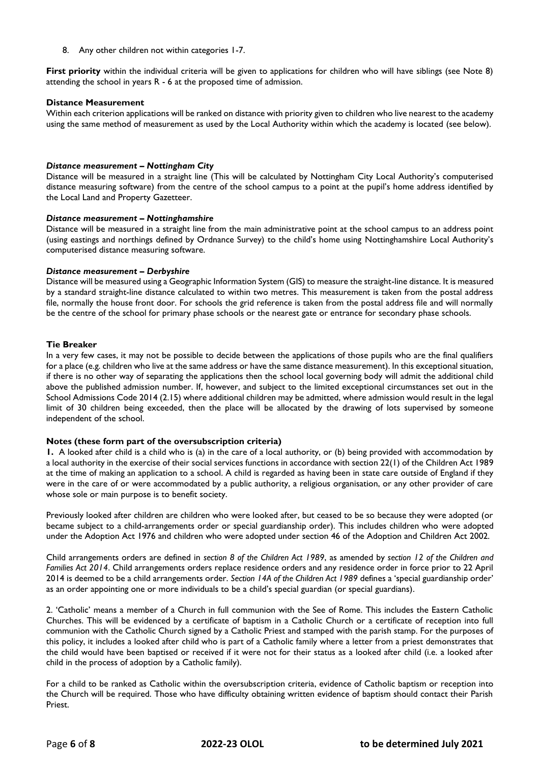8. Any other children not within categories 1-7.

**First priority** within the individual criteria will be given to applications for children who will have siblings (see Note 8) attending the school in years R - 6 at the proposed time of admission.

**Distance Measurement**

Within each criterion applications will be ranked on distance with priority given to children who live nearest to the academy using the same method of measurement as used by the Local Authority within which the academy is located (see below).

***Distance measurement – Nottingham City***

Distance will be measured in a straight line (This will be calculated by Nottingham City Local Authority's computerised distance measuring software) from the centre of the school campus to a point at the pupil's home address identified by the Local Land and Property Gazetteer.

***Distance measurement – Nottinghamshire***

Distance will be measured in a straight line from the main administrative point at the school campus to an address point (using eastings and northings defined by Ordnance Survey) to the child's home using Nottinghamshire Local Authority's computerised distance measuring software.

***Distance measurement – Derbyshire***

Distance will be measured using a Geographic Information System (GIS) to measure the straight-line distance. It is measured by a standard straight-line distance calculated to within two metres. This measurement is taken from the postal address file, normally the house front door. For schools the grid reference is taken from the postal address file and will normally be the centre of the school for primary phase schools or the nearest gate or entrance for secondary phase schools.

**Tie Breaker**

In a very few cases, it may not be possible to decide between the applications of those pupils who are the final qualifiers for a place (e.g. children who live at the same address or have the same distance measurement). In this exceptional situation, if there is no other way of separating the applications then the school local governing body will admit the additional child above the published admission number. If, however, and subject to the limited exceptional circumstances set out in the School Admissions Code 2014 (2.15) where additional children may be admitted, where admission would result in the legal limit of 30 children being exceeded, then the place will be allocated by the drawing of lots supervised by someone independent of the school.

**Notes (these form part of the oversubscription criteria)**

**1.** A looked after child is a child who is (a) in the care of a local authority, or (b) being provided with accommodation by a local authority in the exercise of their social services functions in accordance with section 22(1) of the Children Act 1989 at the time of making an application to a school. A child is regarded as having been in state care outside of England if they were in the care of or were accommodated by a public authority, a religious organisation, or any other provider of care whose sole or main purpose is to benefit society.

Previously looked after children are children who were looked after, but ceased to be so because they were adopted (or became subject to a child-arrangements order or special guardianship order). This includes children who were adopted under the Adoption Act 1976 and children who were adopted under section 46 of the Adoption and Children Act 2002.

Child arrangements orders are defined in *section 8 of the Children Act 1989*, as amended by *section 12 of the Children and Families Act 2014*. Child arrangements orders replace residence orders and any residence order in force prior to 22 April 2014 is deemed to be a child arrangements order. *Section 14A of the Children Act 1989* defines a 'special guardianship order' as an order appointing one or more individuals to be a child's special guardian (or special guardians).

2. 'Catholic' means a member of a Church in full communion with the See of Rome. This includes the Eastern Catholic Churches. This will be evidenced by a certificate of baptism in a Catholic Church or a certificate of reception into full communion with the Catholic Church signed by a Catholic Priest and stamped with the parish stamp. For the purposes of this policy, it includes a looked after child who is part of a Catholic family where a letter from a priest demonstrates that the child would have been baptised or received if it were not for their status as a looked after child (i.e. a looked after child in the process of adoption by a Catholic family).

For a child to be ranked as Catholic within the oversubscription criteria, evidence of Catholic baptism or reception into the Church will be required. Those who have difficulty obtaining written evidence of baptism should contact their Parish Priest.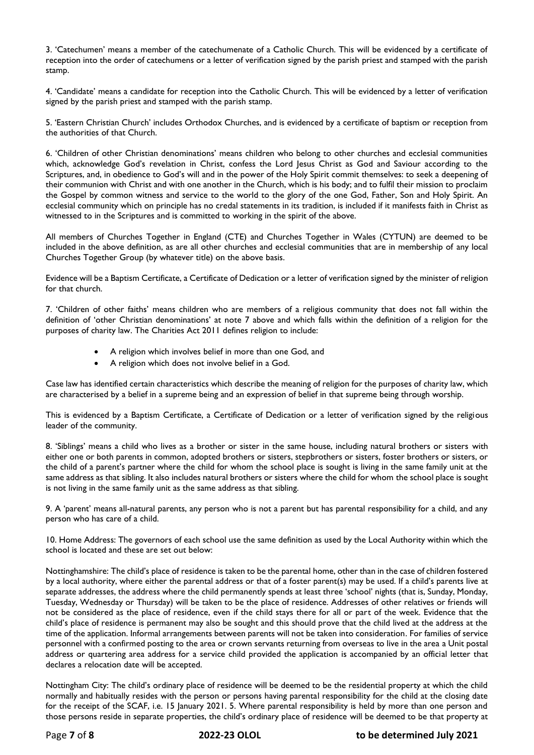3. 'Catechumen' means a member of the catechumenate of a Catholic Church. This will be evidenced by a certificate of reception into the order of catechumens or a letter of verification signed by the parish priest and stamped with the parish stamp.

4. 'Candidate' means a candidate for reception into the Catholic Church. This will be evidenced by a letter of verification signed by the parish priest and stamped with the parish stamp.

5. 'Eastern Christian Church' includes Orthodox Churches, and is evidenced by a certificate of baptism or reception from the authorities of that Church.

6. 'Children of other Christian denominations' means children who belong to other churches and ecclesial communities which, acknowledge God's revelation in Christ, confess the Lord Jesus Christ as God and Saviour according to the Scriptures, and, in obedience to God's will and in the power of the Holy Spirit commit themselves: to seek a deepening of their communion with Christ and with one another in the Church, which is his body; and to fulfil their mission to proclaim the Gospel by common witness and service to the world to the glory of the one God, Father, Son and Holy Spirit. An ecclesial community which on principle has no credal statements in its tradition, is included if it manifests faith in Christ as witnessed to in the Scriptures and is committed to working in the spirit of the above.

All members of Churches Together in England (CTE) and Churches Together in Wales (CYTUN) are deemed to be included in the above definition, as are all other churches and ecclesial communities that are in membership of any local Churches Together Group (by whatever title) on the above basis.

Evidence will be a Baptism Certificate, a Certificate of Dedication or a letter of verification signed by the minister of religion for that church.

7. 'Children of other faiths' means children who are members of a religious community that does not fall within the definition of 'other Christian denominations' at note 7 above and which falls within the definition of a religion for the purposes of charity law. The Charities Act 2011 defines religion to include:

- A religion which involves belief in more than one God, and
- A religion which does not involve belief in a God.

Case law has identified certain characteristics which describe the meaning of religion for the purposes of charity law, which are characterised by a belief in a supreme being and an expression of belief in that supreme being through worship.

This is evidenced by a Baptism Certificate, a Certificate of Dedication or a letter of verification signed by the religious leader of the community.

8. 'Siblings' means a child who lives as a brother or sister in the same house, including natural brothers or sisters with either one or both parents in common, adopted brothers or sisters, stepbrothers or sisters, foster brothers or sisters, or the child of a parent's partner where the child for whom the school place is sought is living in the same family unit at the same address as that sibling. It also includes natural brothers or sisters where the child for whom the school place is sought is not living in the same family unit as the same address as that sibling.

9. A 'parent' means all-natural parents, any person who is not a parent but has parental responsibility for a child, and any person who has care of a child.

10. Home Address: The governors of each school use the same definition as used by the Local Authority within which the school is located and these are set out below:

Nottinghamshire: The child's place of residence is taken to be the parental home, other than in the case of children fostered by a local authority, where either the parental address or that of a foster parent(s) may be used. If a child's parents live at separate addresses, the address where the child permanently spends at least three 'school' nights (that is, Sunday, Monday, Tuesday, Wednesday or Thursday) will be taken to be the place of residence. Addresses of other relatives or friends will not be considered as the place of residence, even if the child stays there for all or part of the week. Evidence that the child's place of residence is permanent may also be sought and this should prove that the child lived at the address at the time of the application. Informal arrangements between parents will not be taken into consideration. For families of service personnel with a confirmed posting to the area or crown servants returning from overseas to live in the area a Unit postal address or quartering area address for a service child provided the application is accompanied by an official letter that declares a relocation date will be accepted.

Nottingham City: The child's ordinary place of residence will be deemed to be the residential property at which the child normally and habitually resides with the person or persons having parental responsibility for the child at the closing date for the receipt of the SCAF, i.e. 15 January 2021. 5. Where parental responsibility is held by more than one person and those persons reside in separate properties, the child's ordinary place of residence will be deemed to be that property at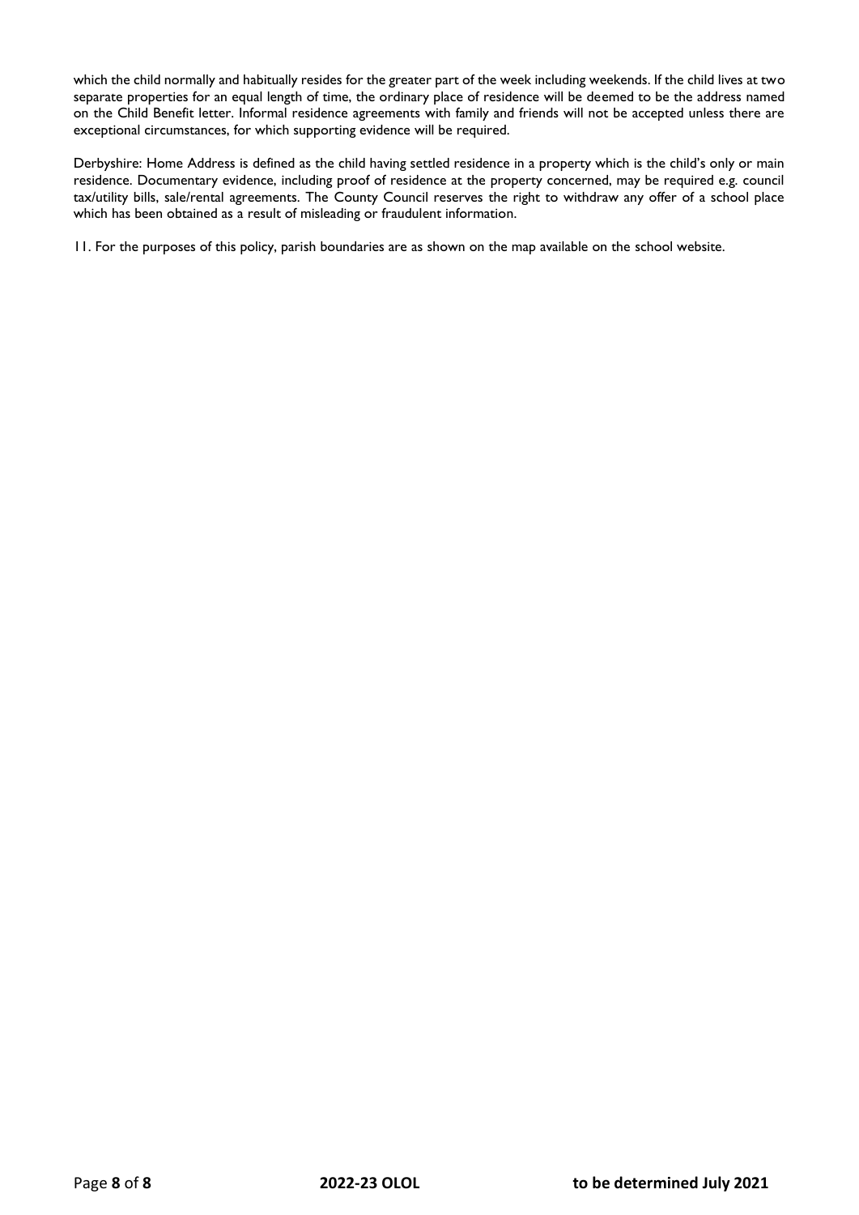which the child normally and habitually resides for the greater part of the week including weekends. If the child lives at two separate properties for an equal length of time, the ordinary place of residence will be deemed to be the address named on the Child Benefit letter. Informal residence agreements with family and friends will not be accepted unless there are exceptional circumstances, for which supporting evidence will be required.

Derbyshire: Home Address is defined as the child having settled residence in a property which is the child's only or main residence. Documentary evidence, including proof of residence at the property concerned, may be required e.g. council tax/utility bills, sale/rental agreements. The County Council reserves the right to withdraw any offer of a school place which has been obtained as a result of misleading or fraudulent information.

11. For the purposes of this policy, parish boundaries are as shown on the map available on the school website.